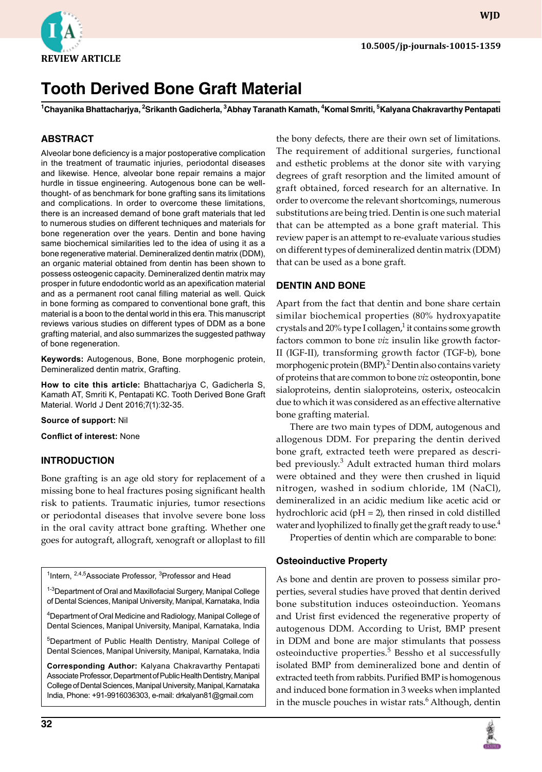REVIEW ARTICLE

10.5005/jp-journals-10015-1359

# Tooth Derived Bone Graft Material

[1]Chayanika Bhattacharjya, [2]Srikanth Gadicherla, [3]Abhay Taranath Kamath, [4]Komal Smriti, [5]Kalyana Chakravarthy Pentapati

## ABSTRACT

Alveolar bone deficiency is a major postoperative complication in the treatment of traumatic injuries, periodontal diseases and likewise. Hence, alveolar bone repair remains a major hurdle in tissue engineering. Autogenous bone can be well-thought- of as benchmark for bone grafting sans its limitations and complications. In order to overcome these limitations, there is an increased demand of bone graft materials that led to numerous studies on different techniques and materials for bone regeneration over the years. Dentin and bone having same biochemical similarities led to the idea of using it as a bone regenerative material. Demineralized dentin matrix (DDM), an organic material obtained from dentin has been shown to possess osteogenic capacity. Demineralized dentin matrix may prosper in future endodontic world as an apexification material and as a permanent root canal filling material as well. Quick in bone forming as compared to conventional bone graft, this material is a boon to the dental world in this era. This manuscript reviews various studies on different types of DDM as a bone grafting material, and also summarizes the suggested pathway of bone regeneration.

**Keywords:** Autogenous, Bone, Bone morphogenic protein, Demineralized dentin matrix, Grafting.

**How to cite this article:** Bhattacharjya C, Gadicherla S, Kamath AT, Smriti K, Pentapati KC. Tooth Derived Bone Graft Material. World J Dent 2016;7(1):32-35.

**Source of support:** Nil

**Conflict of interest:** None

## INTRODUCTION

Bone grafting is an age old story for replacement of a missing bone to heal fractures posing significant health risk to patients. Traumatic injuries, tumor resections or periodontal diseases that involve severe bone loss in the oral cavity attract bone grafting. Whether one goes for autograft, allograft, xenograft or alloplast to fill the bony defects, there are their own set of limitations. The requirement of additional surgeries, functional and esthetic problems at the donor site with varying degrees of graft resorption and the limited amount of graft obtained, forced research for an alternative. In order to overcome the relevant shortcomings, numerous substitutions are being tried. Dentin is one such material that can be attempted as a bone graft material. This review paper is an attempt to re-evaluate various studies on different types of demineralized dentin matrix (DDM) that can be used as a bone graft.

## DENTIN AND BONE

Apart from the fact that dentin and bone share certain similar biochemical properties (80% hydroxyapatite crystals and 20% type I collagen,[1] it contains some growth factors common to bone *viz* insulin like growth factor-II (IGF-II), transforming growth factor (TGF-b), bone morphogenic protein (BMP).[2] Dentin also contains variety of proteins that are common to bone *viz* osteopontin, bone sialoproteins, dentin sialoproteins, osterix, osteocalcin due to which it was considered as an effective alternative bone grafting material.

There are two main types of DDM, autogenous and allogenous DDM. For preparing the dentin derived bone graft, extracted teeth were prepared as described previously.[3] Adult extracted human third molars were obtained and they were then crushed in liquid nitrogen, washed in sodium chloride, 1M (NaCl), demineralized in an acidic medium like acetic acid or hydrochloric acid (pH = 2), then rinsed in cold distilled water and lyophilized to finally get the graft ready to use.[4]

Properties of dentin which are comparable to bone:

### Osteoinductive Property

As bone and dentin are proven to possess similar properties, several studies have proved that dentin derived bone substitution induces osteoinduction. Yeomans and Urist first evidenced the regenerative property of autogenous DDM. According to Urist, BMP present in DDM and bone are major stimulants that possess osteoinductive properties.[5] Bessho et al successfully isolated BMP from demineralized bone and dentin of extracted teeth from rabbits. Purified BMP is homogenous and induced bone formation in 3 weeks when implanted in the muscle pouches in wistar rats.[6] Although, dentin

---

[1]Intern, [2,4,5]Associate Professor, [3]Professor and Head

[1-3]Department of Oral and Maxillofacial Surgery, Manipal College of Dental Sciences, Manipal University, Manipal, Karnataka, India

[4]Department of Oral Medicine and Radiology, Manipal College of Dental Sciences, Manipal University, Manipal, Karnataka, India

[5]Department of Public Health Dentistry, Manipal College of Dental Sciences, Manipal University, Manipal, Karnataka, India

**Corresponding Author:** Kalyana Chakravarthy Pentapati Associate Professor, Department of Public Health Dentistry, Manipal College of Dental Sciences, Manipal University, Manipal, Karnataka India, Phone: +91-9916036303, e-mail: drkalyan81@gmail.com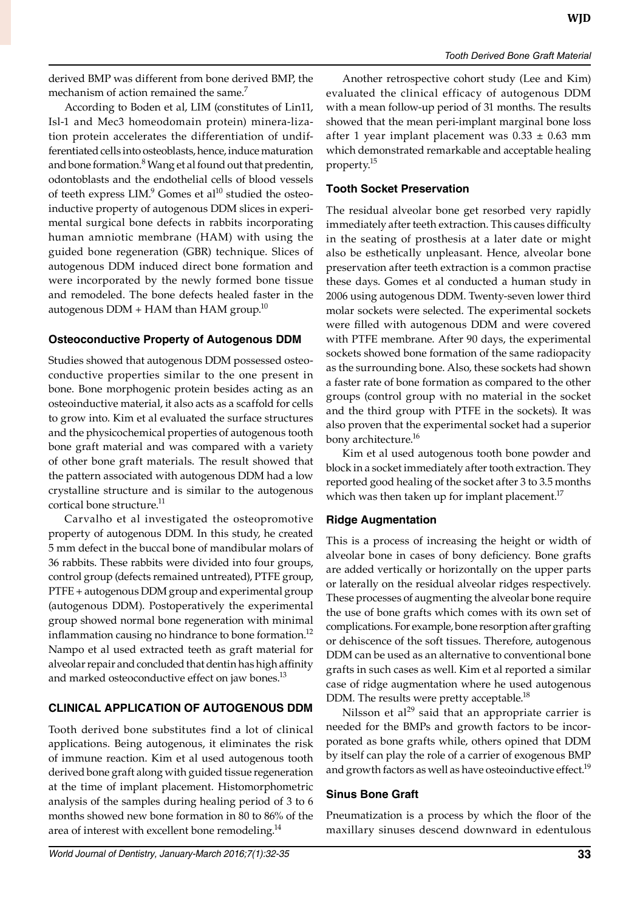derived BMP was different from bone derived BMP, the mechanism of action remained the same.[7]

According to Boden et al, LIM (constitutes of Lin11, Isl-1 and Mec3 homeodomain protein) minera-lization protein accelerates the differentiation of undifferentiated cells into osteoblasts, hence, induce maturation and bone formation.[8] Wang et al found out that predentin, odontoblasts and the endothelial cells of blood vessels of teeth express LIM.[9] Gomes et al[10] studied the osteoinductive property of autogenous DDM slices in experimental surgical bone defects in rabbits incorporating human amniotic membrane (HAM) with using the guided bone regeneration (GBR) technique. Slices of autogenous DDM induced direct bone formation and were incorporated by the newly formed bone tissue and remodeled. The bone defects healed faster in the autogenous DDM + HAM than HAM group.[10]

### Osteoconductive Property of Autogenous DDM

Studies showed that autogenous DDM possessed osteoconductive properties similar to the one present in bone. Bone morphogenic protein besides acting as an osteoinductive material, it also acts as a scaffold for cells to grow into. Kim et al evaluated the surface structures and the physicochemical properties of autogenous tooth bone graft material and was compared with a variety of other bone graft materials. The result showed that the pattern associated with autogenous DDM had a low crystalline structure and is similar to the autogenous cortical bone structure.[11]

Carvalho et al investigated the osteopromotive property of autogenous DDM. In this study, he created 5 mm defect in the buccal bone of mandibular molars of 36 rabbits. These rabbits were divided into four groups, control group (defects remained untreated), PTFE group, PTFE + autogenous DDM group and experimental group (autogenous DDM). Postoperatively the experimental group showed normal bone regeneration with minimal inflammation causing no hindrance to bone formation.[12] Nampo et al used extracted teeth as graft material for alveolar repair and concluded that dentin has high affinity and marked osteoconductive effect on jaw bones.[13]

## CLINICAL APPLICATION OF AUTOGENOUS DDM

Tooth derived bone substitutes find a lot of clinical applications. Being autogenous, it eliminates the risk of immune reaction. Kim et al used autogenous tooth derived bone graft along with guided tissue regeneration at the time of implant placement. Histomorphometric analysis of the samples during healing period of 3 to 6 months showed new bone formation in 80 to 86% of the area of interest with excellent bone remodeling.[14]

Another retrospective cohort study (Lee and Kim) evaluated the clinical efficacy of autogenous DDM with a mean follow-up period of 31 months. The results showed that the mean peri-implant marginal bone loss after 1 year implant placement was $0.33 \pm 0.63$ mm which demonstrated remarkable and acceptable healing property.[15]

### Tooth Socket Preservation

The residual alveolar bone get resorbed very rapidly immediately after teeth extraction. This causes difficulty in the seating of prosthesis at a later date or might also be esthetically unpleasant. Hence, alveolar bone preservation after teeth extraction is a common practise these days. Gomes et al conducted a human study in 2006 using autogenous DDM. Twenty-seven lower third molar sockets were selected. The experimental sockets were filled with autogenous DDM and were covered with PTFE membrane. After 90 days, the experimental sockets showed bone formation of the same radiopacity as the surrounding bone. Also, these sockets had shown a faster rate of bone formation as compared to the other groups (control group with no material in the socket and the third group with PTFE in the sockets). It was also proven that the experimental socket had a superior bony architecture.[16]

Kim et al used autogenous tooth bone powder and block in a socket immediately after tooth extraction. They reported good healing of the socket after 3 to 3.5 months which was then taken up for implant placement.[17]

### Ridge Augmentation

This is a process of increasing the height or width of alveolar bone in cases of bony deficiency. Bone grafts are added vertically or horizontally on the upper parts or laterally on the residual alveolar ridges respectively. These processes of augmenting the alveolar bone require the use of bone grafts which comes with its own set of complications. For example, bone resorption after grafting or dehiscence of the soft tissues. Therefore, autogenous DDM can be used as an alternative to conventional bone grafts in such cases as well. Kim et al reported a similar case of ridge augmentation where he used autogenous DDM. The results were pretty acceptable.[18]

Nilsson et al[29] said that an appropriate carrier is needed for the BMPs and growth factors to be incorporated as bone grafts while, others opined that DDM by itself can play the role of a carrier of exogenous BMP and growth factors as well as have osteoinductive effect.[19]

### Sinus Bone Graft

Pneumatization is a process by which the floor of the maxillary sinuses descend downward in edentulous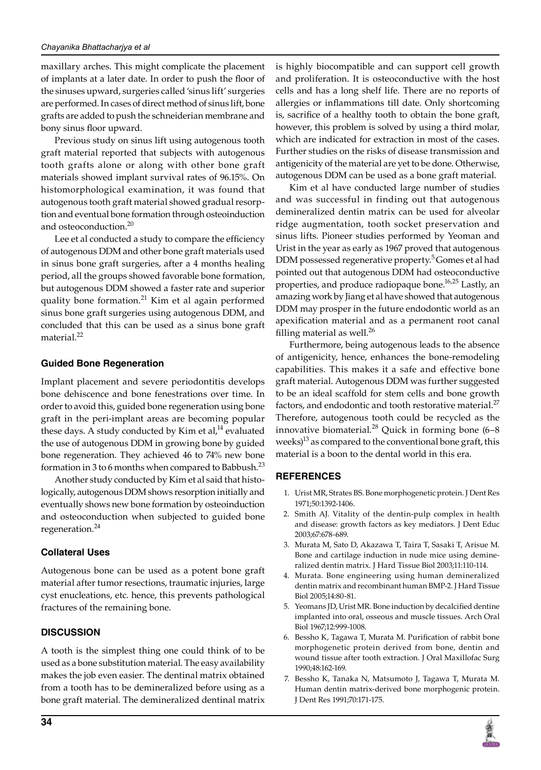maxillary arches. This might complicate the placement of implants at a later date. In order to push the floor of the sinuses upward, surgeries called 'sinus lift' surgeries are performed. In cases of direct method of sinus lift, bone grafts are added to push the schneiderian membrane and bony sinus floor upward.

Previous study on sinus lift using autogenous tooth graft material reported that subjects with autogenous tooth grafts alone or along with other bone graft materials showed implant survival rates of 96.15%. On histomorphological examination, it was found that autogenous tooth graft material showed gradual resorption and eventual bone formation through osteoinduction and osteoconduction.[20]

Lee et al conducted a study to compare the efficiency of autogenous DDM and other bone graft materials used in sinus bone graft surgeries, after a 4 months healing period, all the groups showed favorable bone formation, but autogenous DDM showed a faster rate and superior quality bone formation.[21] Kim et al again performed sinus bone graft surgeries using autogenous DDM, and concluded that this can be used as a sinus bone graft material.[22]

### Guided Bone Regeneration

Implant placement and severe periodontitis develops bone dehiscence and bone fenestrations over time. In order to avoid this, guided bone regeneration using bone graft in the peri-implant areas are becoming popular these days. A study conducted by Kim et al,[14] evaluated the use of autogenous DDM in growing bone by guided bone regeneration. They achieved 46 to 74% new bone formation in 3 to 6 months when compared to Babbush.[23]

Another study conducted by Kim et al said that histologically, autogenous DDM shows resorption initially and eventually shows new bone formation by osteoinduction and osteoconduction when subjected to guided bone regeneration.[24]

### Collateral Uses

Autogenous bone can be used as a potent bone graft material after tumor resections, traumatic injuries, large cyst enucleations, etc. hence, this prevents pathological fractures of the remaining bone.

## DISCUSSION

A tooth is the simplest thing one could think of to be used as a bone substitution material. The easy availability makes the job even easier. The dentinal matrix obtained from a tooth has to be demineralized before using as a bone graft material. The demineralized dentinal matrix is highly biocompatible and can support cell growth and proliferation. It is osteoconductive with the host cells and has a long shelf life. There are no reports of allergies or inflammations till date. Only shortcoming is, sacrifice of a healthy tooth to obtain the bone graft, however, this problem is solved by using a third molar, which are indicated for extraction in most of the cases. Further studies on the risks of disease transmission and antigenicity of the material are yet to be done. Otherwise, autogenous DDM can be used as a bone graft material.

Kim et al have conducted large number of studies and was successful in finding out that autogenous demineralized dentin matrix can be used for alveolar ridge augmentation, tooth socket preservation and sinus lifts. Pioneer studies performed by Yeoman and Urist in the year as early as 1967 proved that autogenous DDM possessed regenerative property.[5] Gomes et al had pointed out that autogenous DDM had osteoconductive properties, and produce radiopaque bone.[16,25] Lastly, an amazing work by Jiang et al have showed that autogenous DDM may prosper in the future endodontic world as an apexification material and as a permanent root canal filling material as well.[26]

Furthermore, being autogenous leads to the absence of antigenicity, hence, enhances the bone-remodeling capabilities. This makes it a safe and effective bone graft material. Autogenous DDM was further suggested to be an ideal scaffold for stem cells and bone growth factors, and endodontic and tooth restorative material.[27] Therefore, autogenous tooth could be recycled as the innovative biomaterial.[28] Quick in forming bone (6–8 weeks)[13] as compared to the conventional bone graft, this material is a boon to the dental world in this era.

## REFERENCES

1. Urist MR, Strates BS. Bone morphogenetic protein. J Dent Res 1971;50:1392-1406.
2. Smith AJ. Vitality of the dentin-pulp complex in health and disease: growth factors as key mediators. J Dent Educ 2003;67:678-689.
3. Murata M, Sato D, Akazawa T, Taira T, Sasaki T, Arisue M. Bone and cartilage induction in nude mice using demineralized dentin matrix. J Hard Tissue Biol 2003;11:110-114.
4. Murata. Bone engineering using human demineralized dentin matrix and recombinant human BMP-2. J Hard Tissue Biol 2005;14:80-81.
5. Yeomans JD, Urist MR. Bone induction by decalcified dentine implanted into oral, osseous and muscle tissues. Arch Oral Biol 1967;12:999-1008.
6. Bessho K, Tagawa T, Murata M. Purification of rabbit bone morphogenetic protein derived from bone, dentin and wound tissue after tooth extraction. J Oral Maxillofac Surg 1990;48:162-169.
7. Bessho K, Tanaka N, Matsumoto J, Tagawa T, Murata M. Human dentin matrix-derived bone morphogenic protein. J Dent Res 1991;70:171-175.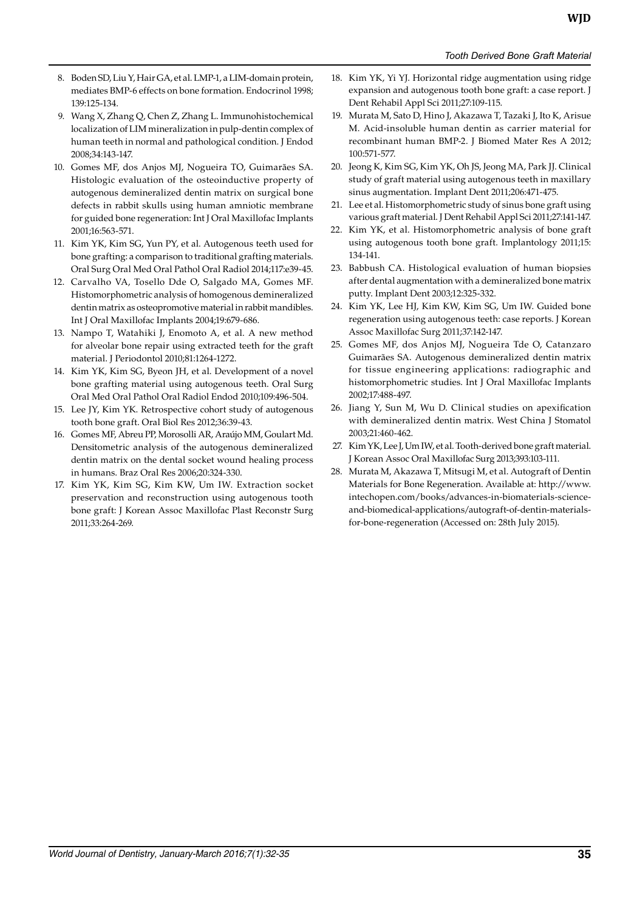8. Boden SD, Liu Y, Hair GA, et al. LMP-1, a LIM-domain protein, mediates BMP-6 effects on bone formation. Endocrinol 1998; 139:125-134.
9. Wang X, Zhang Q, Chen Z, Zhang L. Immunohistochemical localization of LIM mineralization in pulp-dentin complex of human teeth in normal and pathological condition. J Endod 2008;34:143-147.
10. Gomes MF, dos Anjos MJ, Nogueira TO, Guimarães SA. Histologic evaluation of the osteoinductive property of autogenous demineralized dentin matrix on surgical bone defects in rabbit skulls using human amniotic membrane for guided bone regeneration: Int J Oral Maxillofac Implants 2001;16:563-571.
11. Kim YK, Kim SG, Yun PY, et al. Autogenous teeth used for bone grafting: a comparison to traditional grafting materials. Oral Surg Oral Med Oral Pathol Oral Radiol 2014;117:e39-45.
12. Carvalho VA, Tosello Dde O, Salgado MA, Gomes MF. Histomorphometric analysis of homogenous demineralized dentin matrix as osteopromotive material in rabbit mandibles. Int J Oral Maxillofac Implants 2004;19:679-686.
13. Nampo T, Watahiki J, Enomoto A, et al. A new method for alveolar bone repair using extracted teeth for the graft material. J Periodontol 2010;81:1264-1272.
14. Kim YK, Kim SG, Byeon JH, et al. Development of a novel bone grafting material using autogenous teeth. Oral Surg Oral Med Oral Pathol Oral Radiol Endod 2010;109:496-504.
15. Lee JY, Kim YK. Retrospective cohort study of autogenous tooth bone graft. Oral Biol Res 2012;36:39-43.
16. Gomes MF, Abreu PP, Morosolli AR, Araújo MM, Goulart Md. Densitometric analysis of the autogenous demineralized dentin matrix on the dental socket wound healing process in humans. Braz Oral Res 2006;20:324-330.
17. Kim YK, Kim SG, Kim KW, Um IW. Extraction socket preservation and reconstruction using autogenous tooth bone graft: J Korean Assoc Maxillofac Plast Reconstr Surg 2011;33:264-269.
18. Kim YK, Yi YJ. Horizontal ridge augmentation using ridge expansion and autogenous tooth bone graft: a case report. J Dent Rehabil Appl Sci 2011;27:109-115.
19. Murata M, Sato D, Hino J, Akazawa T, Tazaki J, Ito K, Arisue M. Acid-insoluble human dentin as carrier material for recombinant human BMP-2. J Biomed Mater Res A 2012; 100:571-577.
20. Jeong K, Kim SG, Kim YK, Oh JS, Jeong MA, Park JJ. Clinical study of graft material using autogenous teeth in maxillary sinus augmentation. Implant Dent 2011;206:471-475.
21. Lee et al. Histomorphometric study of sinus bone graft using various graft material. J Dent Rehabil Appl Sci 2011;27:141-147.
22. Kim YK, et al. Histomorphometric analysis of bone graft using autogenous tooth bone graft. Implantology 2011;15: 134-141.
23. Babbush CA. Histological evaluation of human biopsies after dental augmentation with a demineralized bone matrix putty. Implant Dent 2003;12:325-332.
24. Kim YK, Lee HJ, Kim KW, Kim SG, Um IW. Guided bone regeneration using autogenous teeth: case reports. J Korean Assoc Maxillofac Surg 2011;37:142-147.
25. Gomes MF, dos Anjos MJ, Nogueira Tde O, Catanzaro Guimarães SA. Autogenous demineralized dentin matrix for tissue engineering applications: radiographic and histomorphometric studies. Int J Oral Maxillofac Implants 2002;17:488-497.
26. Jiang Y, Sun M, Wu D. Clinical studies on apexification with demineralized dentin matrix. West China J Stomatol 2003;21:460-462.
27. Kim YK, Lee J, Um IW, et al. Tooth-derived bone graft material. J Korean Assoc Oral Maxillofac Surg 2013;393:103-111.
28. Murata M, Akazawa T, Mitsugi M, et al. Autograft of Dentin Materials for Bone Regeneration. Available at: http://www.intechopen.com/books/advances-in-biomaterials-science-and-biomedical-applications/autograft-of-dentin-materials-for-bone-regeneration (Accessed on: 28th July 2015).